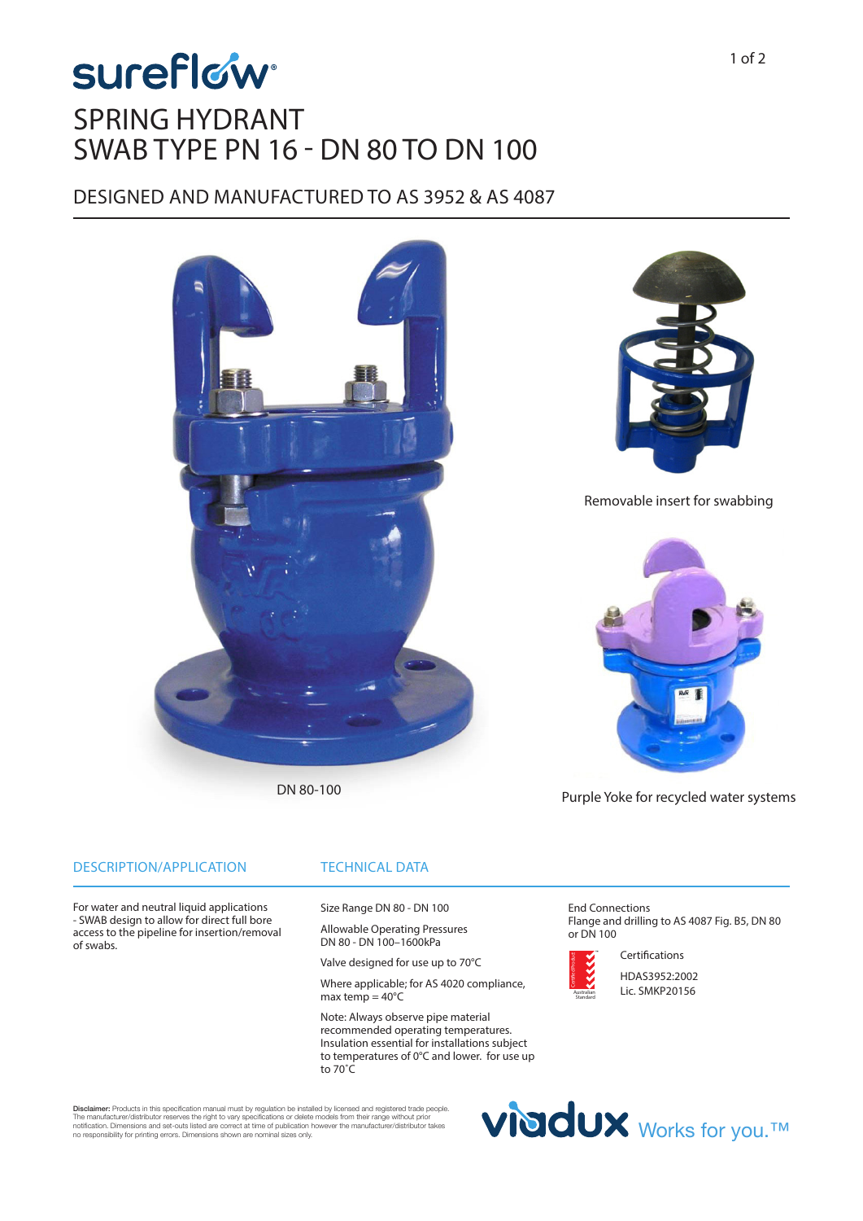# sureflow

# SPRING HYDRANT
# SWAB TYPE PN 16 - DN 80 TO DN 100

## DESIGNED AND MANUFACTURED TO AS 3952 & AS 4087

DN 80-100

Removable insert for swabbing

Purple Yoke for recycled water systems

### DESCRIPTION/APPLICATION

For water and neutral liquid applications - SWAB design to allow for direct full bore access to the pipeline for insertion/removal of swabs.

### TECHNICAL DATA

Size Range DN 80 - DN 100

Allowable Operating Pressures
DN 80 - DN 100–1600kPa

Valve designed for use up to 70°C

Where applicable; for AS 4020 compliance, max temp = 40°C

Note: Always observe pipe material recommended operating temperatures. Insulation essential for installations subject to temperatures of 0°C and lower. for use up to 70˚C

End Connections
Flange and drilling to AS 4087 Fig. B5, DN 80 or DN 100

Certifications

HDAS3952:2002
Lic. SMKP20156

**Disclaimer:** Products in this specification manual must by regulation be installed by licensed and registered trade people. The manufacturer/distributor reserves the right to vary specifications or delete models from their range without prior notification. Dimensions and set-outs listed are correct at time of publication however the manufacturer/distributor takes no responsibility for printing errors. Dimensions shown are nominal sizes only.

viadux Works for you.™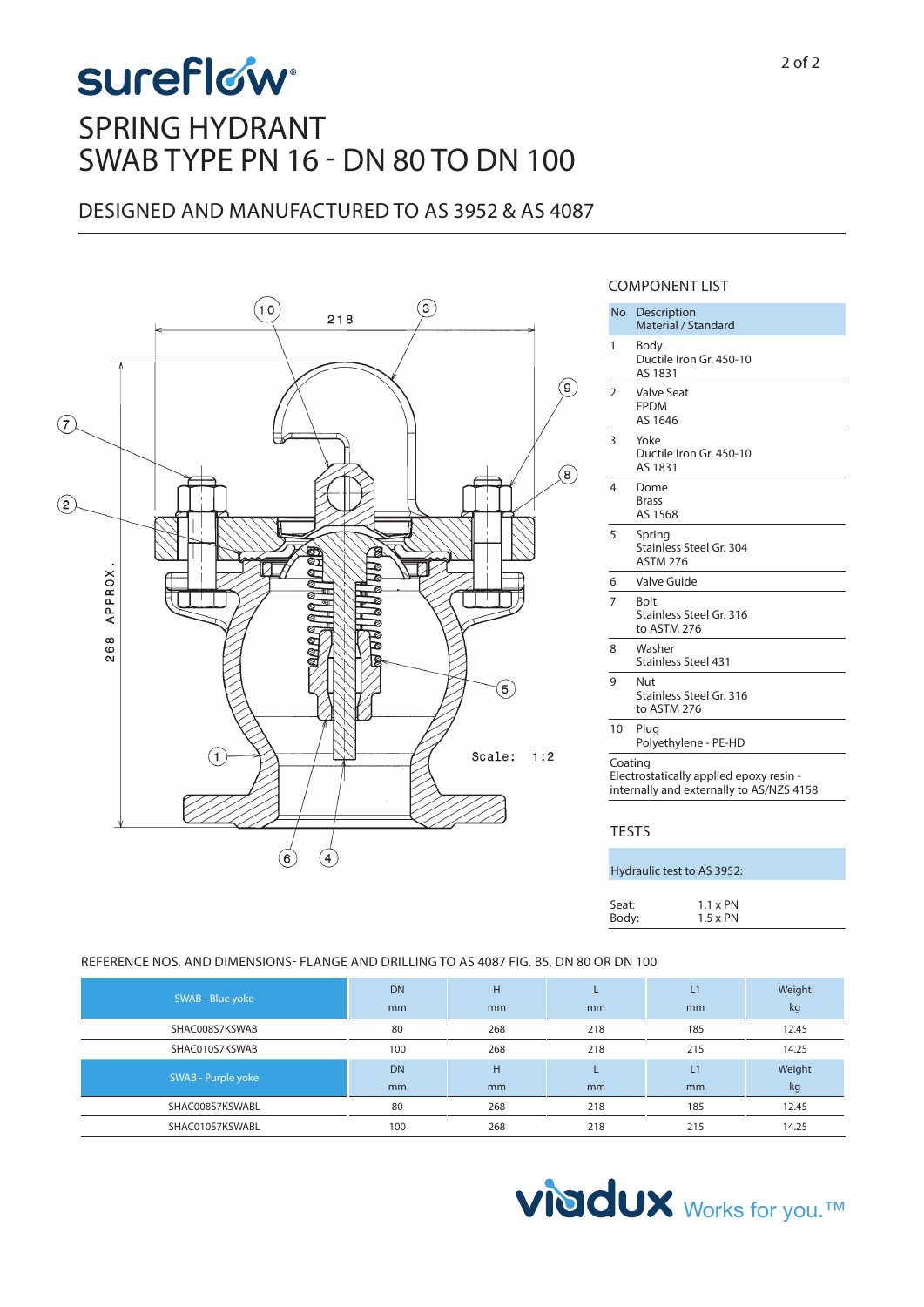# sureflow

# SPRING HYDRANT
# SWAB TYPE PN 16 - DN 80 TO DN 100

## DESIGNED AND MANUFACTURED TO AS 3952 & AS 4087

218

268 APPROX.

Scale: 1:2

### COMPONENT LIST

| No | Description<br>Material / Standard |
|---|---|
| 1 | Body<br>Ductile Iron Gr. 450-10<br>AS 1831 |
| 2 | Valve Seat<br>EPDM<br>AS 1646 |
| 3 | Yoke<br>Ductile Iron Gr. 450-10<br>AS 1831 |
| 4 | Dome<br>Brass<br>AS 1568 |
| 5 | Spring<br>Stainless Steel Gr. 304<br>ASTM 276 |
| 6 | Valve Guide |
| 7 | Bolt<br>Stainless Steel Gr. 316<br>to ASTM 276 |
| 8 | Washer<br>Stainless Steel 431 |
| 9 | Nut<br>Stainless Steel Gr. 316<br>to ASTM 276 |
| 10 | Plug<br>Polyethylene - PE-HD |

Coating
Electrostatically applied epoxy resin - internally and externally to AS/NZS 4158

### TESTS

Hydraulic test to AS 3952:

| | |
|---|---|
| Seat: | 1.1 x PN |
| Body: | 1.5 x PN |

REFERENCE NOS. AND DIMENSIONS- FLANGE AND DRILLING TO AS 4087 FIG. B5, DN 80 OR DN 100

| SWAB - Blue yoke | DN<br>mm | H<br>mm | L<br>mm | L1<br>mm | Weight<br>kg |
|---|---|---|---|---|---|
| SHAC008S7KSWAB | 80 | 268 | 218 | 185 | 12.45 |
| SHAC010S7KSWAB | 100 | 268 | 218 | 215 | 14.25 |
| **SWAB - Purple yoke** | **DN<br>mm** | **H<br>mm** | **L<br>mm** | **L1<br>mm** | **Weight<br>kg** |
| SHAC008S7KSWABL | 80 | 268 | 218 | 185 | 12.45 |
| SHAC010S7KSWABL | 100 | 268 | 218 | 215 | 14.25 |

viadux Works for you.™